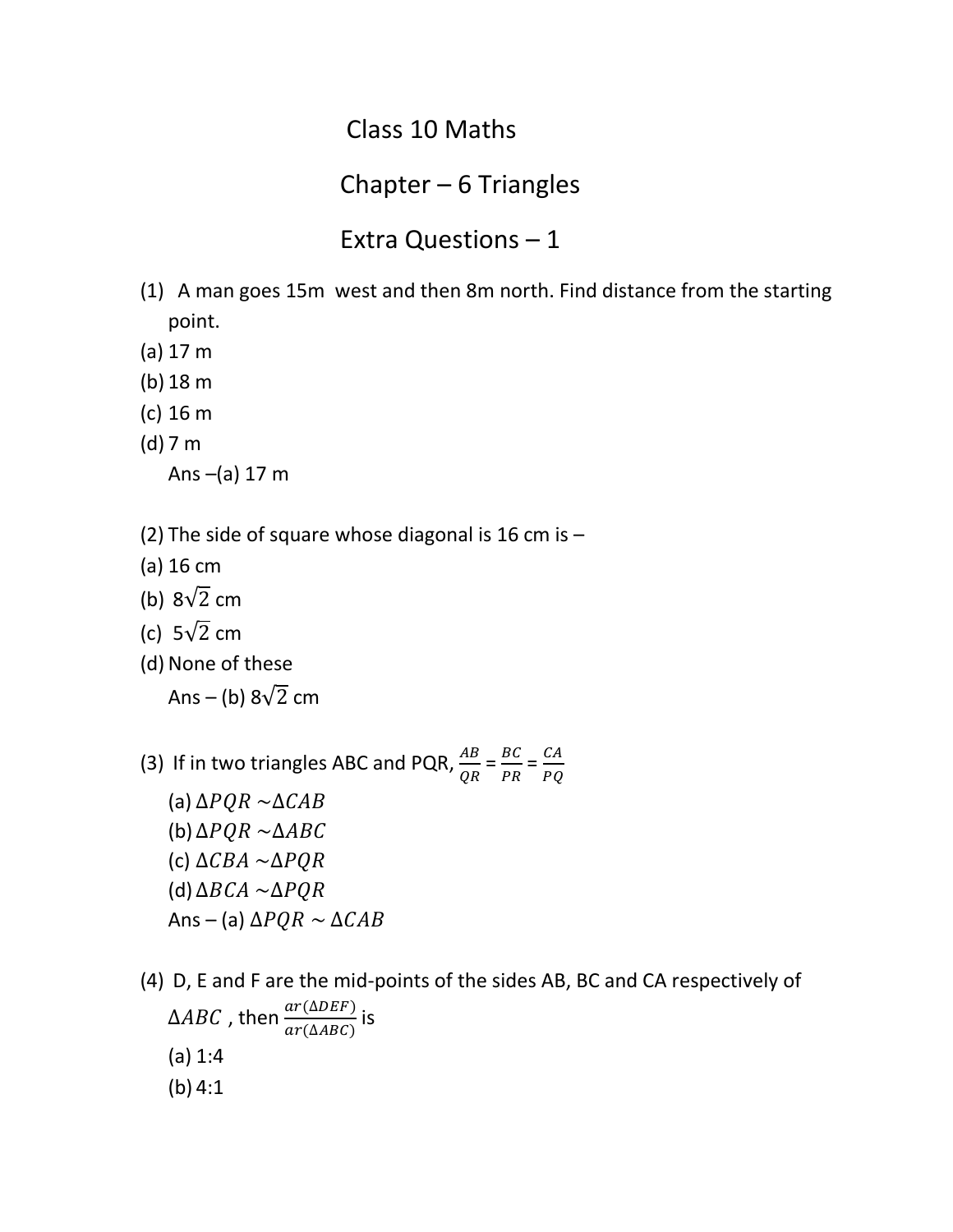# Class 10 Maths

## Chapter – 6 Triangles

## Extra Questions – 1

(1) A man goes 15m west and then 8m north. Find distance from the starting point.

(a) 17 m
(b) 18 m
(c) 16 m
(d) 7 m

Ans –(a) 17 m

(2) The side of square whose diagonal is 16 cm is –

(a) 16 cm
(b) $8\sqrt{2}$ cm
(c) $5\sqrt{2}$ cm
(d) None of these

Ans – (b) $8\sqrt{2}$ cm

(3) If in two triangles ABC and PQR, $\frac{AB}{QR} = \frac{BC}{PR} = \frac{CA}{PQ}$

(a) $\Delta PQR \sim \Delta CAB$
(b) $\Delta PQR \sim \Delta ABC$
(c) $\Delta CBA \sim \Delta PQR$
(d) $\Delta BCA \sim \Delta PQR$

Ans – (a) $\Delta PQR \sim \Delta CAB$

(4) D, E and F are the mid-points of the sides AB, BC and CA respectively of $\Delta ABC$ , then $\frac{ar(\Delta DEF)}{ar(\Delta ABC)}$ is

(a) 1:4
(b) 4:1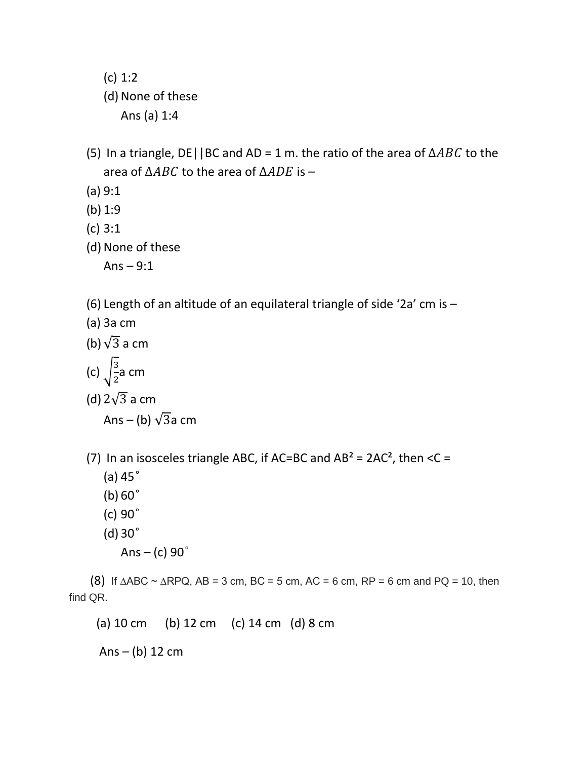(c) 1:2
(d) None of these
Ans (a) 1:4

(5) In a triangle, DE||BC and AD = 1 m. the ratio of the area of $\Delta ABC$ to the area of $\Delta ABC$ to the area of $\Delta ADE$ is –

(a) 9:1
(b) 1:9
(c) 3:1
(d) None of these

Ans – 9:1

(6) Length of an altitude of an equilateral triangle of side '2a' cm is –

(a) 3a cm
(b) $\sqrt{3}$ a cm
(c) $\sqrt{\frac{3}{2}}$a cm
(d) $2\sqrt{3}$ a cm

Ans – (b) $\sqrt{3}$a cm

(7) In an isosceles triangle ABC, if AC=BC and $AB^2 = 2AC^2$, then <C =

(a) 45˚
(b) 60˚
(c) 90˚
(d) 30˚

Ans – (c) 90˚

(8) If ∆ABC ~ ∆RPQ, AB = 3 cm, BC = 5 cm, AC = 6 cm, RP = 6 cm and PQ = 10, then find QR.

(a) 10 cm (b) 12 cm (c) 14 cm (d) 8 cm

Ans – (b) 12 cm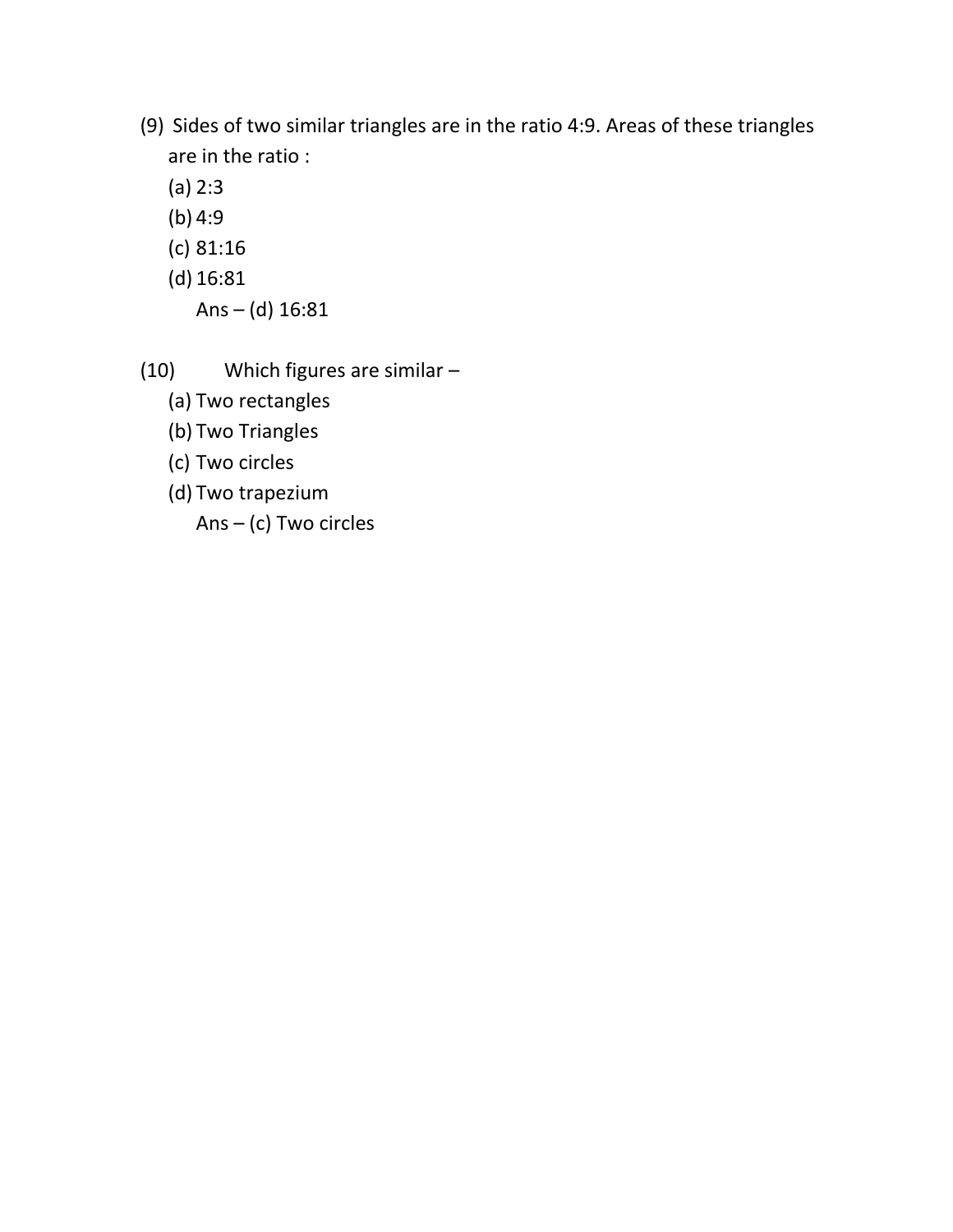(9) Sides of two similar triangles are in the ratio 4:9. Areas of these triangles are in the ratio :

(a) 2:3

(b) 4:9

(c) 81:16

(d) 16:81

Ans – (d) 16:81

(10) Which figures are similar –

(a) Two rectangles

(b) Two Triangles

(c) Two circles

(d) Two trapezium

Ans – (c) Two circles